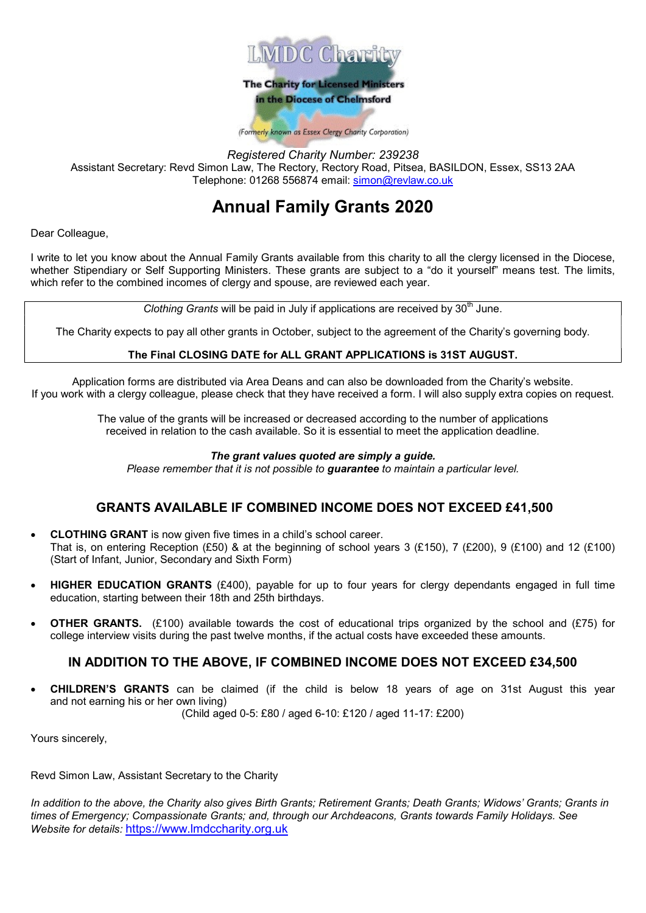**LMDC Charity**

**The Charity for Licensed Ministers in the Diocese of Chelmsford**

*(Formerly known as Essex Clergy Charity Corporation)*

*Registered Charity Number: 239238*
Assistant Secretary: Revd Simon Law, The Rectory, Rectory Road, Pitsea, BASILDON, Essex, SS13 2AA
Telephone: 01268 556874 email: simon@revlaw.co.uk

# Annual Family Grants 2020

Dear Colleague,

I write to let you know about the Annual Family Grants available from this charity to all the clergy licensed in the Diocese, whether Stipendiary or Self Supporting Ministers. These grants are subject to a "do it yourself" means test. The limits, which refer to the combined incomes of clergy and spouse, are reviewed each year.

*Clothing Grants* will be paid in July if applications are received by 30th June.

The Charity expects to pay all other grants in October, subject to the agreement of the Charity's governing body.

**The Final CLOSING DATE for ALL GRANT APPLICATIONS is 31ST AUGUST.**

Application forms are distributed via Area Deans and can also be downloaded from the Charity's website. If you work with a clergy colleague, please check that they have received a form. I will also supply extra copies on request.

The value of the grants will be increased or decreased according to the number of applications received in relation to the cash available. So it is essential to meet the application deadline.

***The grant values quoted are simply a guide.***
*Please remember that it is not possible to **guarantee** to maintain a particular level.*

## GRANTS AVAILABLE IF COMBINED INCOME DOES NOT EXCEED £41,500

- **CLOTHING GRANT** is now given five times in a child's school career. That is, on entering Reception (£50) & at the beginning of school years 3 (£150), 7 (£200), 9 (£100) and 12 (£100) (Start of Infant, Junior, Secondary and Sixth Form)
- **HIGHER EDUCATION GRANTS** (£400), payable for up to four years for clergy dependants engaged in full time education, starting between their 18th and 25th birthdays.
- **OTHER GRANTS.** (£100) available towards the cost of educational trips organized by the school and (£75) for college interview visits during the past twelve months, if the actual costs have exceeded these amounts.

## IN ADDITION TO THE ABOVE, IF COMBINED INCOME DOES NOT EXCEED £34,500

- **CHILDREN'S GRANTS** can be claimed (if the child is below 18 years of age on 31st August this year and not earning his or her own living)
  (Child aged 0-5: £80 / aged 6-10: £120 / aged 11-17: £200)

Yours sincerely,

Revd Simon Law, Assistant Secretary to the Charity

*In addition to the above, the Charity also gives Birth Grants; Retirement Grants; Death Grants; Widows' Grants; Grants in times of Emergency; Compassionate Grants; and, through our Archdeacons, Grants towards Family Holidays. See Website for details:* https://www.lmdccharity.org.uk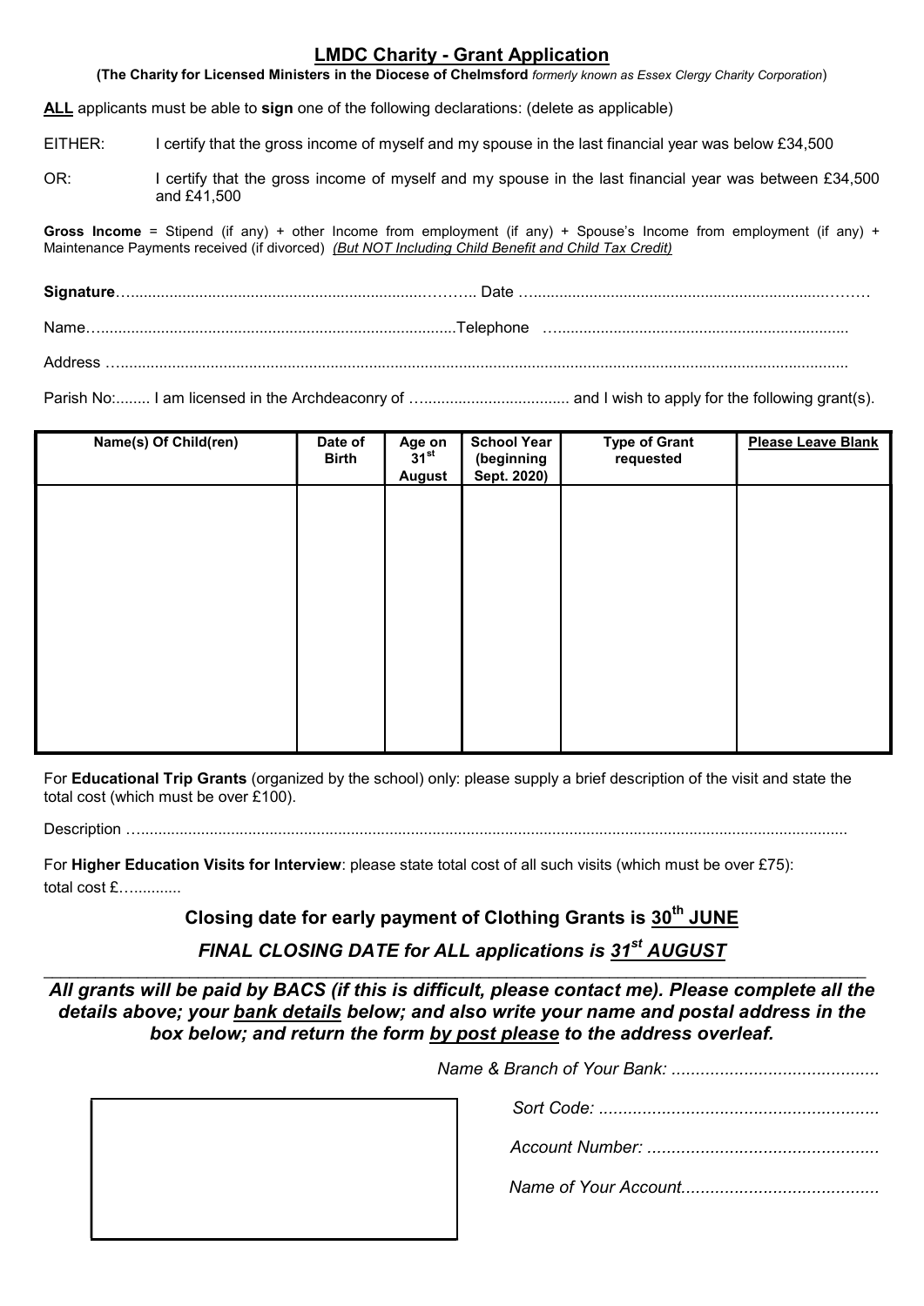## LMDC Charity - Grant Application

**(The Charity for Licensed Ministers in the Diocese of Chelmsford** *formerly known as Essex Clergy Charity Corporation*)

**ALL** applicants must be able to **sign** one of the following declarations: (delete as applicable)

EITHER: I certify that the gross income of myself and my spouse in the last financial year was below £34,500

OR: I certify that the gross income of myself and my spouse in the last financial year was between £34,500 and £41,500

**Gross Income** = Stipend (if any) + other Income from employment (if any) + Spouse's Income from employment (if any) + Maintenance Payments received (if divorced) *(But NOT Including Child Benefit and Child Tax Credit)*

**Signature**………………………………………………………… Date ……………………………………………………………

Name……………………………………………………………Telephone ……………………………………………………………

Address ……………………………………………………………………………………………………………………………

Parish No:........ I am licensed in the Archdeaconry of …................................ and I wish to apply for the following grant(s).

| Name(s) Of Child(ren) | Date of Birth | Age on 31st August | School Year (beginning Sept. 2020) | Type of Grant requested | Please Leave Blank |
|---|---|---|---|---|---|
| | | | | | |

For **Educational Trip Grants** (organized by the school) only: please supply a brief description of the visit and state the total cost (which must be over £100).

Description ……………………………………………………………………………………………………………………………

For **Higher Education Visits for Interview**: please state total cost of all such visits (which must be over £75):
total cost £…..........

### Closing date for early payment of Clothing Grants is 30th JUNE

### *FINAL CLOSING DATE for ALL applications is 31st AUGUST*

***All grants will be paid by BACS (if this is difficult, please contact me). Please complete all the details above; your bank details below; and also write your name and postal address in the box below; and return the form by post please to the address overleaf.***

*Name & Branch of Your Bank:* ..........................................

*Sort Code:* ..........................................................

*Account Number:* ................................................

*Name of Your Account*........................................